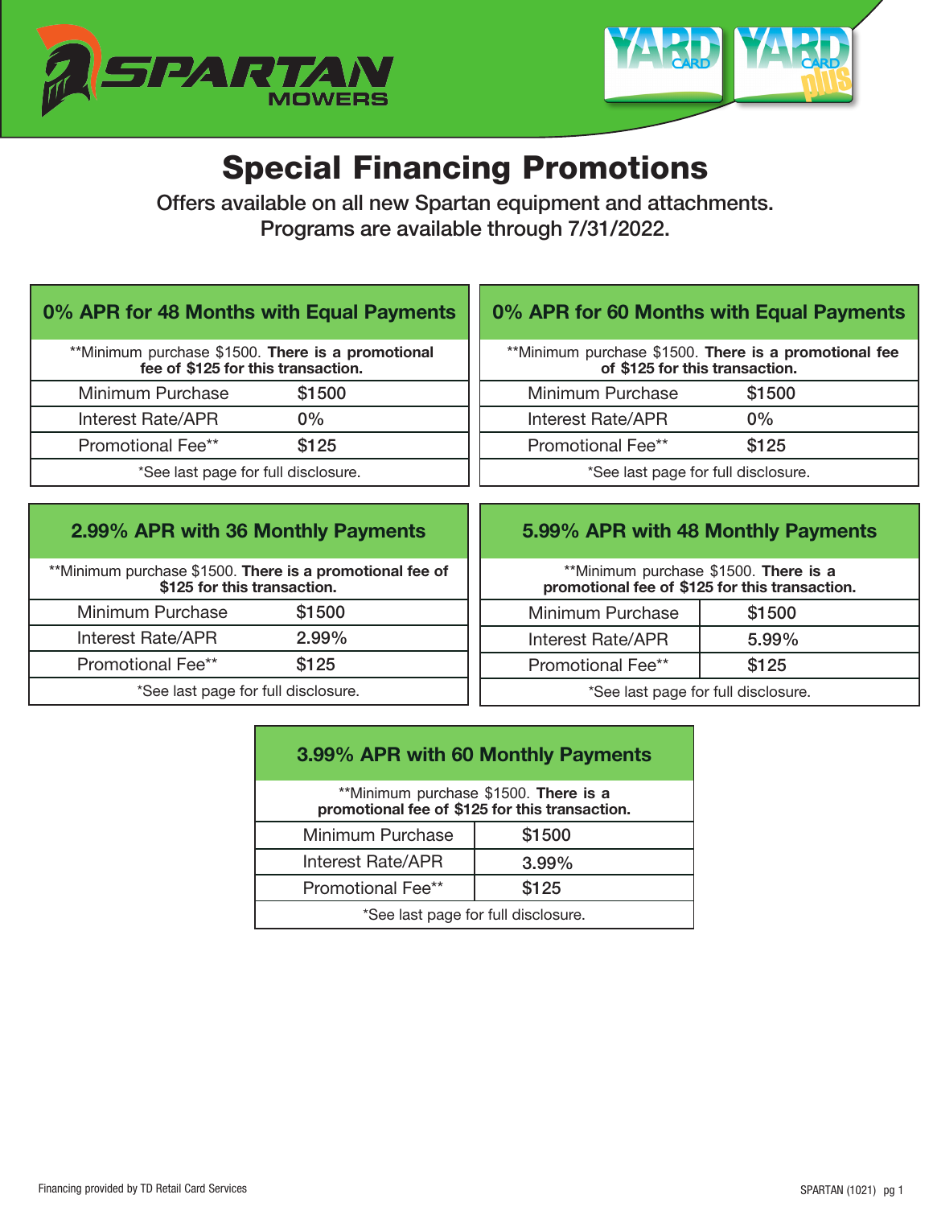# Special Financing Promotions

Offers available on all new Spartan equipment and attachments.
Programs are available through 7/31/2022.

## 0% APR for 48 Months with Equal Payments

**Minimum purchase $1500. **There is a promotional fee of $125 for this transaction.**

| | |
|---|---|
| Minimum Purchase | $1500 |
| Interest Rate/APR | 0% |
| Promotional Fee** | $125 |

*See last page for full disclosure.

## 0% APR for 60 Months with Equal Payments

**Minimum purchase $1500. **There is a promotional fee of $125 for this transaction.**

| | |
|---|---|
| Minimum Purchase | $1500 |
| Interest Rate/APR | 0% |
| Promotional Fee** | $125 |

*See last page for full disclosure.

## 2.99% APR with 36 Monthly Payments

**Minimum purchase $1500. **There is a promotional fee of $125 for this transaction.**

| | |
|---|---|
| Minimum Purchase | $1500 |
| Interest Rate/APR | 2.99% |
| Promotional Fee** | $125 |

*See last page for full disclosure.

## 5.99% APR with 48 Monthly Payments

**Minimum purchase $1500. **There is a promotional fee of $125 for this transaction.**

| | |
|---|---|
| Minimum Purchase | $1500 |
| Interest Rate/APR | 5.99% |
| Promotional Fee** | $125 |

*See last page for full disclosure.

## 3.99% APR with 60 Monthly Payments

**Minimum purchase $1500. **There is a promotional fee of $125 for this transaction.**

| | |
|---|---|
| Minimum Purchase | $1500 |
| Interest Rate/APR | 3.99% |
| Promotional Fee** | $125 |

*See last page for full disclosure.

Financing provided by TD Retail Card Services

SPARTAN (1021)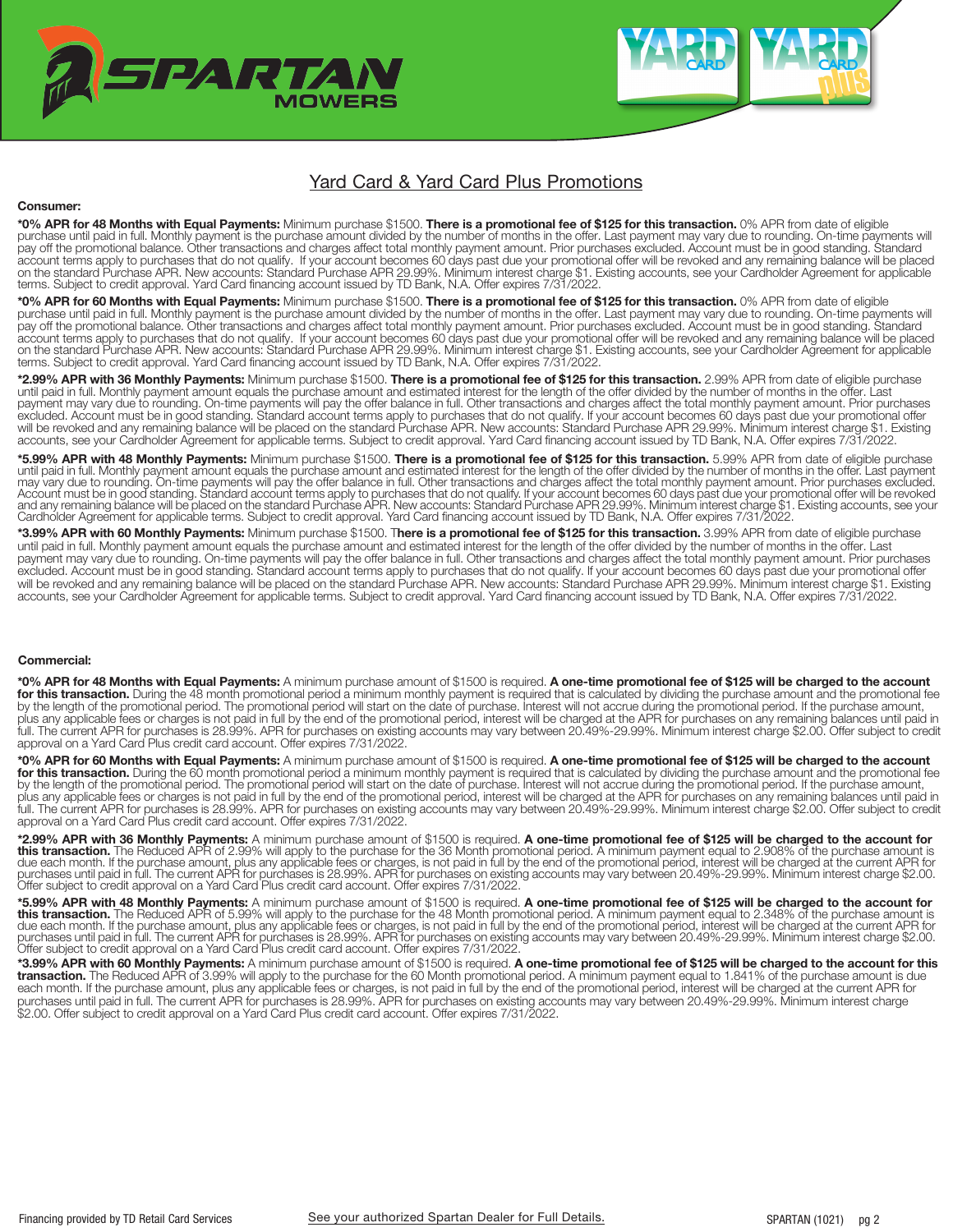# Yard Card & Yard Card Plus Promotions

**Consumer:**

**\*0% APR for 48 Months with Equal Payments:** Minimum purchase $1500. **There is a promotional fee of $125 for this transaction.** 0% APR from date of eligible purchase until paid in full. Monthly payment is the purchase amount divided by the number of months in the offer. Last payment may vary due to rounding. On-time payments will pay off the promotional balance. Other transactions and charges affect total monthly payment amount. Prior purchases excluded. Account must be in good standing. Standard account terms apply to purchases that do not qualify. If your account becomes 60 days past due your promotional offer will be revoked and any remaining balance will be placed on the standard Purchase APR. New accounts: Standard Purchase APR 29.99%. Minimum interest charge $1. Existing accounts, see your Cardholder Agreement for applicable terms. Subject to credit approval. Yard Card financing account issued by TD Bank, N.A. Offer expires 7/31/2022.

**\*0% APR for 60 Months with Equal Payments:** Minimum purchase $1500. **There is a promotional fee of $125 for this transaction.** 0% APR from date of eligible purchase until paid in full. Monthly payment is the purchase amount divided by the number of months in the offer. Last payment may vary due to rounding. On-time payments will pay off the promotional balance. Other transactions and charges affect total monthly payment amount. Prior purchases excluded. Account must be in good standing. Standard account terms apply to purchases that do not qualify. If your account becomes 60 days past due your promotional offer will be revoked and any remaining balance will be placed on the standard Purchase APR. New accounts: Standard Purchase APR 29.99%. Minimum interest charge $1. Existing accounts, see your Cardholder Agreement for applicable terms. Subject to credit approval. Yard Card financing account issued by TD Bank, N.A. Offer expires 7/31/2022.

**\*2.99% APR with 36 Monthly Payments:** Minimum purchase $1500. **There is a promotional fee of $125 for this transaction.** 2.99% APR from date of eligible purchase until paid in full. Monthly payment amount equals the purchase amount and estimated interest for the length of the offer divided by the number of months in the offer. Last payment may vary due to rounding. On-time payments will pay the offer balance in full. Other transactions and charges affect the total monthly payment amount. Prior purchases excluded. Account must be in good standing. Standard account terms apply to purchases that do not qualify. If your account becomes 60 days past due your promotional offer will be revoked and any remaining balance will be placed on the standard Purchase APR. New accounts: Standard Purchase APR 29.99%. Minimum interest charge $1. Existing accounts, see your Cardholder Agreement for applicable terms. Subject to credit approval. Yard Card financing account issued by TD Bank, N.A. Offer expires 7/31/2022.

**\*5.99% APR with 48 Monthly Payments:** Minimum purchase $1500. **There is a promotional fee of $125 for this transaction.** 5.99% APR from date of eligible purchase until paid in full. Monthly payment amount equals the purchase amount and estimated interest for the length of the offer divided by the number of months in the offer. Last payment may vary due to rounding. On-time payments will pay the offer balance in full. Other transactions and charges affect the total monthly payment amount. Prior purchases excluded. Account must be in good standing. Standard account terms apply to purchases that do not qualify. If your account becomes 60 days past due your promotional offer will be revoked and any remaining balance will be placed on the standard Purchase APR. New accounts: Standard Purchase APR 29.99%. Minimum interest charge $1. Existing accounts, see your Cardholder Agreement for applicable terms. Subject to credit approval. Yard Card financing account issued by TD Bank, N.A. Offer expires 7/31/2022.

**\*3.99% APR with 60 Monthly Payments:** Minimum purchase $1500. **There is a promotional fee of $125 for this transaction.** 3.99% APR from date of eligible purchase until paid in full. Monthly payment amount equals the purchase amount and estimated interest for the length of the offer divided by the number of months in the offer. Last payment may vary due to rounding. On-time payments will pay the offer balance in full. Other transactions and charges affect the total monthly payment amount. Prior purchases excluded. Account must be in good standing. Standard account terms apply to purchases that do not qualify. If your account becomes 60 days past due your promotional offer will be revoked and any remaining balance will be placed on the standard Purchase APR. New accounts: Standard Purchase APR 29.99%. Minimum interest charge $1. Existing accounts, see your Cardholder Agreement for applicable terms. Subject to credit approval. Yard Card financing account issued by TD Bank, N.A. Offer expires 7/31/2022.

**Commercial:**

**\*0% APR for 48 Months with Equal Payments:** A minimum purchase amount of $1500 is required. **A one-time promotional fee of $125 will be charged to the account for this transaction.** During the 48 month promotional period a minimum monthly payment is required that is calculated by dividing the purchase amount and the promotional fee by the length of the promotional period. The promotional period will start on the date of purchase. Interest will not accrue during the promotional period. If the purchase amount, plus any applicable fees or charges is not paid in full by the end of the promotional period, interest will be charged at the APR for purchases on any remaining balances until paid in full. The current APR for purchases is 28.99%. APR for purchases on existing accounts may vary between 20.49%-29.99%. Minimum interest charge $2.00. Offer subject to credit approval on a Yard Card Plus credit card account. Offer expires 7/31/2022.

**\*0% APR for 60 Months with Equal Payments:** A minimum purchase amount of $1500 is required. **A one-time promotional fee of $125 will be charged to the account for this transaction.** During the 60 month promotional period a minimum monthly payment is required that is calculated by dividing the purchase amount and the promotional fee by the length of the promotional period. The promotional period will start on the date of purchase. Interest will not accrue during the promotional period. If the purchase amount, plus any applicable fees or charges is not paid in full by the end of the promotional period, interest will be charged at the APR for purchases on any remaining balances until paid in full. The current APR for purchases is 28.99%. APR for purchases on existing accounts may vary between 20.49%-29.99%. Minimum interest charge $2.00. Offer subject to credit approval on a Yard Card Plus credit card account. Offer expires 7/31/2022.

**\*2.99% APR with 36 Monthly Payments:** A minimum purchase amount of $1500 is required. **A one-time promotional fee of $125 will be charged to the account for this transaction.** The Reduced APR of 2.99% will apply to the purchase for the 36 Month promotional period. A minimum payment equal to 2.908% of the purchase amount is due each month. If the purchase amount, plus any applicable fees or charges, is not paid in full by the end of the promotional period, interest will be charged at the current APR for purchases until paid in full. The current APR for purchases is 28.99%. APR for purchases on existing accounts may vary between 20.49%-29.99%. Minimum interest charge $2.00. Offer subject to credit approval on a Yard Card Plus credit card account. Offer expires 7/31/2022.

**\*5.99% APR with 48 Monthly Payments:** A minimum purchase amount of $1500 is required. **A one-time promotional fee of $125 will be charged to the account for this transaction.** The Reduced APR of 5.99% will apply to the purchase for the 48 Month promotional period. A minimum payment equal to 2.348% of the purchase amount is due each month. If the purchase amount, plus any applicable fees or charges, is not paid in full by the end of the promotional period, interest will be charged at the current APR for purchases until paid in full. The current APR for purchases is 28.99%. APR for purchases on existing accounts may vary between 20.49%-29.99%. Minimum interest charge $2.00. Offer subject to credit approval on a Yard Card Plus credit card account. Offer expires 7/31/2022.

**\*3.99% APR with 60 Monthly Payments:** A minimum purchase amount of $1500 is required. **A one-time promotional fee of $125 will be charged to the account for this transaction.** The Reduced APR of 3.99% will apply to the purchase for the 60 Month promotional period. A minimum payment equal to 1.841% of the purchase amount is due each month. If the purchase amount, plus any applicable fees or charges, is not paid in full by the end of the promotional period, interest will be charged at the current APR for purchases until paid in full. The current APR for purchases is 28.99%. APR for purchases on existing accounts may vary between 20.49%-29.99%. Minimum interest charge $2.00. Offer subject to credit approval on a Yard Card Plus credit card account. Offer expires 7/31/2022.

Financing provided by TD Retail Card Services

See your authorized Spartan Dealer for Full Details.

SPARTAN (1021)